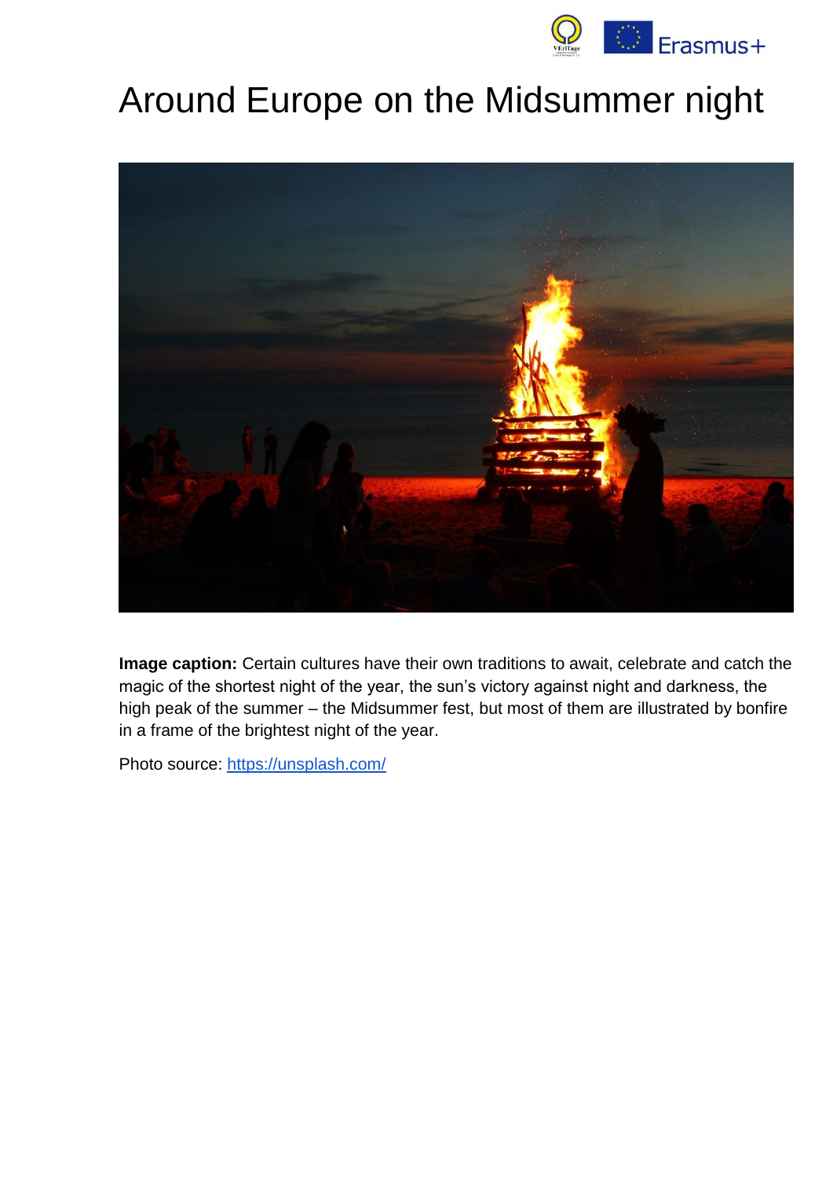# Around Europe on the Midsummer night

**Image caption:** Certain cultures have their own traditions to await, celebrate and catch the magic of the shortest night of the year, the sun's victory against night and darkness, the high peak of the summer – the Midsummer fest, but most of them are illustrated by bonfire in a frame of the brightest night of the year.

Photo source: https://unsplash.com/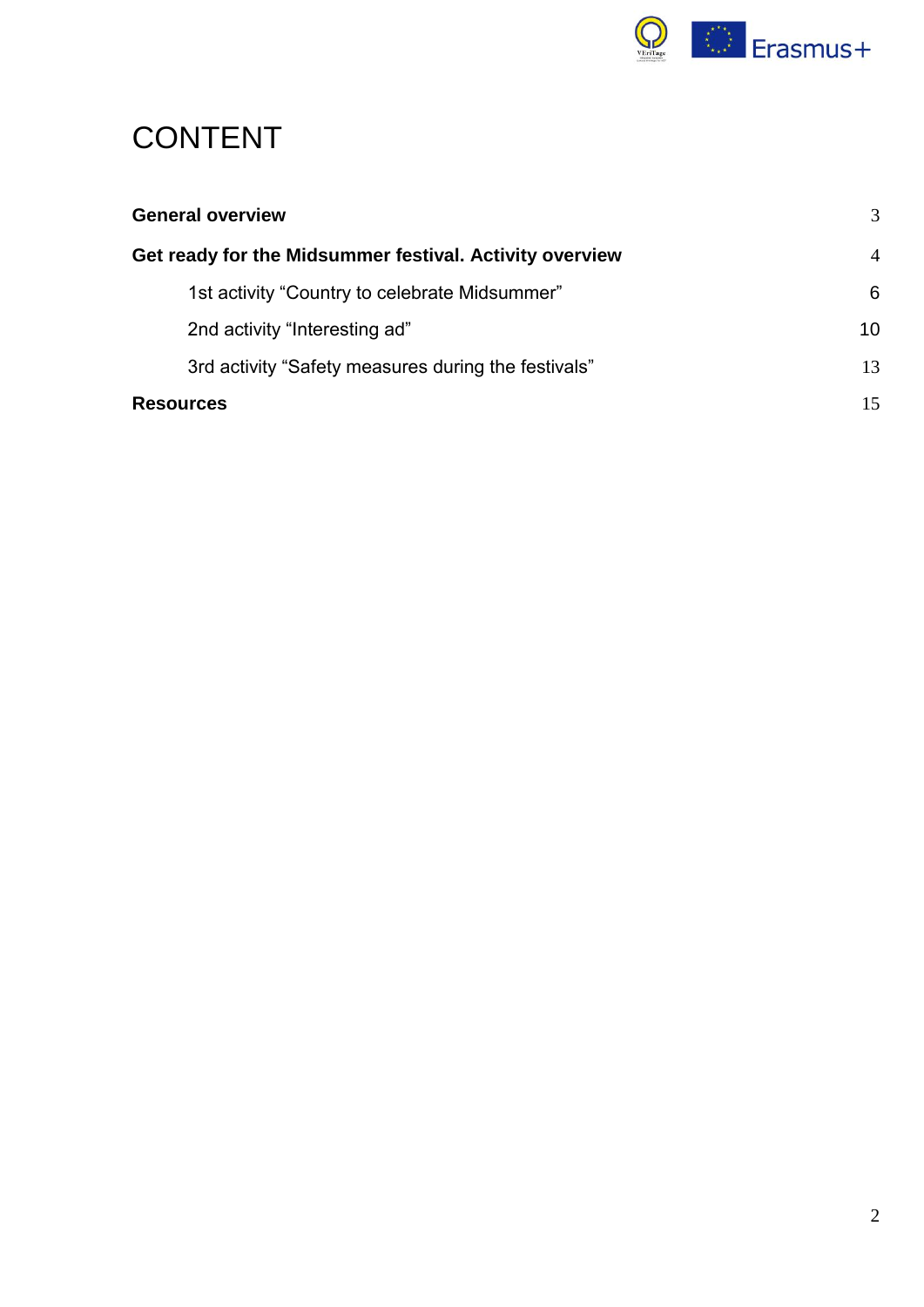# CONTENT

**General overview** 3

**Get ready for the Midsummer festival. Activity overview** 4

- 1st activity “Country to celebrate Midsummer” 6
- 2nd activity “Interesting ad” 10
- 3rd activity “Safety measures during the festivals” 13

**Resources** 15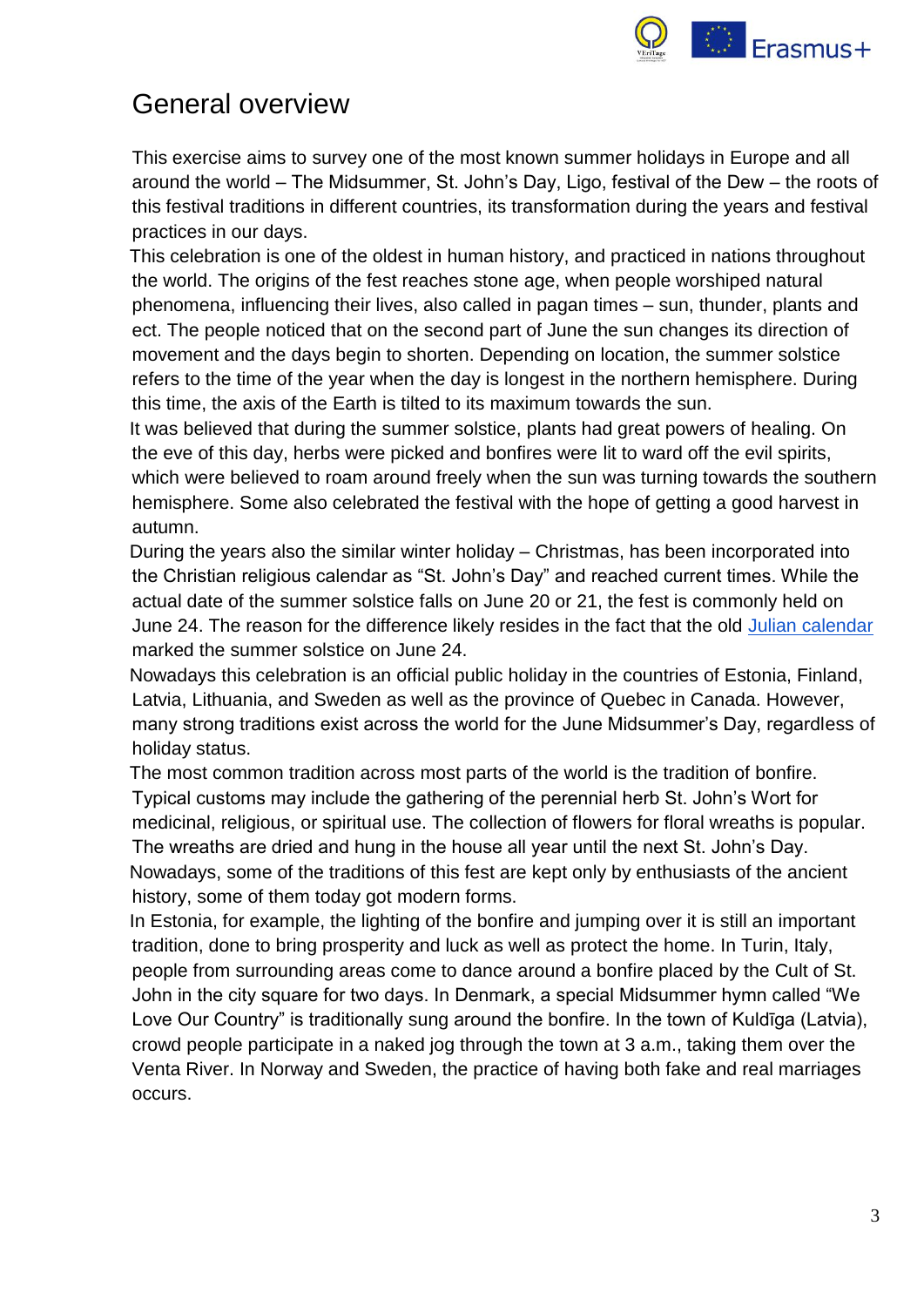# General overview

This exercise aims to survey one of the most known summer holidays in Europe and all around the world – The Midsummer, St. John's Day, Ligo, festival of the Dew – the roots of this festival traditions in different countries, its transformation during the years and festival practices in our days.

This celebration is one of the oldest in human history, and practiced in nations throughout the world. The origins of the fest reaches stone age, when people worshiped natural phenomena, influencing their lives, also called in pagan times – sun, thunder, plants and ect. The people noticed that on the second part of June the sun changes its direction of movement and the days begin to shorten. Depending on location, the summer solstice refers to the time of the year when the day is longest in the northern hemisphere. During this time, the axis of the Earth is tilted to its maximum towards the sun.

It was believed that during the summer solstice, plants had great powers of healing. On the eve of this day, herbs were picked and bonfires were lit to ward off the evil spirits, which were believed to roam around freely when the sun was turning towards the southern hemisphere. Some also celebrated the festival with the hope of getting a good harvest in autumn.

During the years also the similar winter holiday – Christmas, has been incorporated into the Christian religious calendar as "St. John's Day" and reached current times. While the actual date of the summer solstice falls on June 20 or 21, the fest is commonly held on June 24. The reason for the difference likely resides in the fact that the old Julian calendar marked the summer solstice on June 24.

Nowadays this celebration is an official public holiday in the countries of Estonia, Finland, Latvia, Lithuania, and Sweden as well as the province of Quebec in Canada. However, many strong traditions exist across the world for the June Midsummer's Day, regardless of holiday status.

The most common tradition across most parts of the world is the tradition of bonfire. Typical customs may include the gathering of the perennial herb St. John's Wort for medicinal, religious, or spiritual use. The collection of flowers for floral wreaths is popular. The wreaths are dried and hung in the house all year until the next St. John's Day.

Nowadays, some of the traditions of this fest are kept only by enthusiasts of the ancient history, some of them today got modern forms.

In Estonia, for example, the lighting of the bonfire and jumping over it is still an important tradition, done to bring prosperity and luck as well as protect the home. In Turin, Italy, people from surrounding areas come to dance around a bonfire placed by the Cult of St. John in the city square for two days. In Denmark, a special Midsummer hymn called "We Love Our Country" is traditionally sung around the bonfire. In the town of Kuldīga (Latvia), crowd people participate in a naked jog through the town at 3 a.m., taking them over the Venta River. In Norway and Sweden, the practice of having both fake and real marriages occurs.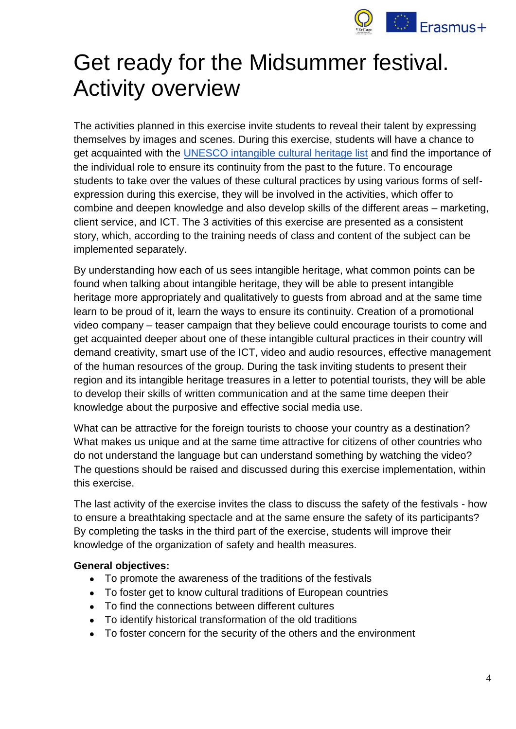# Get ready for the Midsummer festival. Activity overview

The activities planned in this exercise invite students to reveal their talent by expressing themselves by images and scenes. During this exercise, students will have a chance to get acquainted with the [UNESCO intangible cultural heritage list]() and find the importance of the individual role to ensure its continuity from the past to the future. To encourage students to take over the values of these cultural practices by using various forms of self-expression during this exercise, they will be involved in the activities, which offer to combine and deepen knowledge and also develop skills of the different areas – marketing, client service, and ICT. The 3 activities of this exercise are presented as a consistent story, which, according to the training needs of class and content of the subject can be implemented separately.

By understanding how each of us sees intangible heritage, what common points can be found when talking about intangible heritage, they will be able to present intangible heritage more appropriately and qualitatively to guests from abroad and at the same time learn to be proud of it, learn the ways to ensure its continuity. Creation of a promotional video company – teaser campaign that they believe could encourage tourists to come and get acquainted deeper about one of these intangible cultural practices in their country will demand creativity, smart use of the ICT, video and audio resources, effective management of the human resources of the group. During the task inviting students to present their region and its intangible heritage treasures in a letter to potential tourists, they will be able to develop their skills of written communication and at the same time deepen their knowledge about the purposive and effective social media use.

What can be attractive for the foreign tourists to choose your country as a destination? What makes us unique and at the same time attractive for citizens of other countries who do not understand the language but can understand something by watching the video? The questions should be raised and discussed during this exercise implementation, within this exercise.

The last activity of the exercise invites the class to discuss the safety of the festivals - how to ensure a breathtaking spectacle and at the same ensure the safety of its participants? By completing the tasks in the third part of the exercise, students will improve their knowledge of the organization of safety and health measures.

**General objectives:**

- To promote the awareness of the traditions of the festivals
- To foster get to know cultural traditions of European countries
- To find the connections between different cultures
- To identify historical transformation of the old traditions
- To foster concern for the security of the others and the environment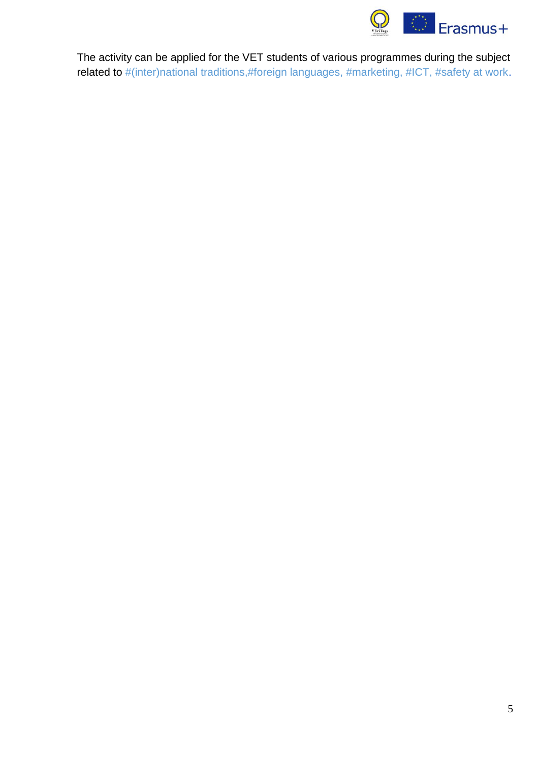The activity can be applied for the VET students of various programmes during the subject related to #(inter)national traditions,#foreign languages, #marketing, #ICT, #safety at work.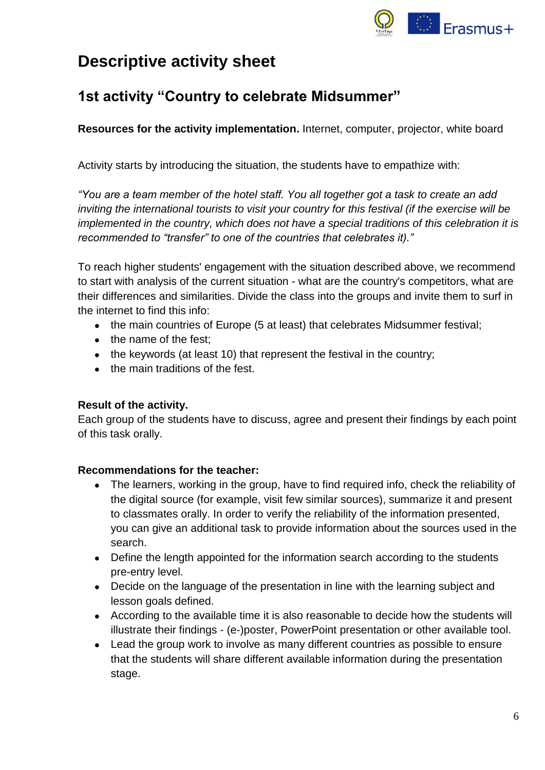# Descriptive activity sheet

## 1st activity "Country to celebrate Midsummer"

**Resources for the activity implementation.** Internet, computer, projector, white board

Activity starts by introducing the situation, the students have to empathize with:

*"You are a team member of the hotel staff. You all together got a task to create an add inviting the international tourists to visit your country for this festival (if the exercise will be implemented in the country, which does not have a special traditions of this celebration it is recommended to "transfer" to one of the countries that celebrates it)."*

To reach higher students' engagement with the situation described above, we recommend to start with analysis of the current situation - what are the country's competitors, what are their differences and similarities. Divide the class into the groups and invite them to surf in the internet to find this info:

- the main countries of Europe (5 at least) that celebrates Midsummer festival;
- the name of the fest;
- the keywords (at least 10) that represent the festival in the country;
- the main traditions of the fest.

**Result of the activity.**
Each group of the students have to discuss, agree and present their findings by each point of this task orally.

**Recommendations for the teacher:**

- The learners, working in the group, have to find required info, check the reliability of the digital source (for example, visit few similar sources), summarize it and present to classmates orally. In order to verify the reliability of the information presented, you can give an additional task to provide information about the sources used in the search.
- Define the length appointed for the information search according to the students pre-entry level.
- Decide on the language of the presentation in line with the learning subject and lesson goals defined.
- According to the available time it is also reasonable to decide how the students will illustrate their findings - (e-)poster, PowerPoint presentation or other available tool.
- Lead the group work to involve as many different countries as possible to ensure that the students will share different available information during the presentation stage.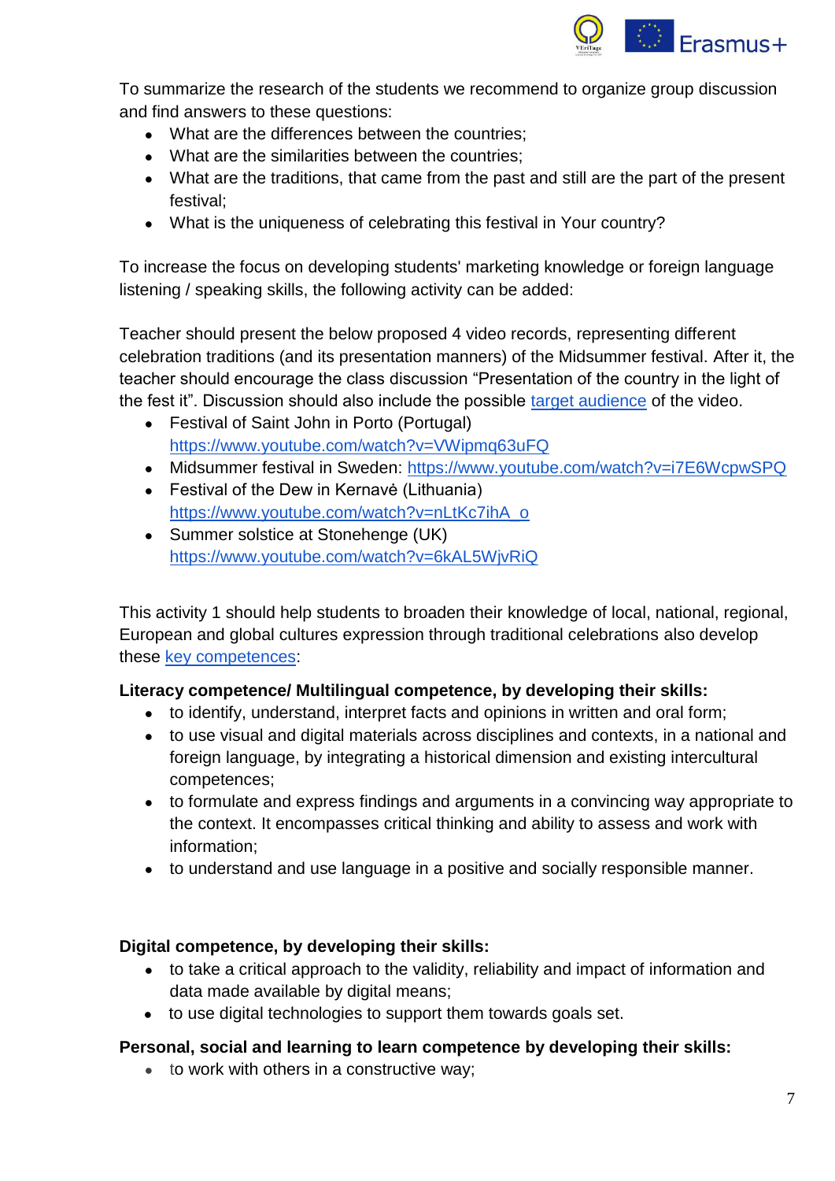To summarize the research of the students we recommend to organize group discussion and find answers to these questions:

- What are the differences between the countries;
- What are the similarities between the countries;
- What are the traditions, that came from the past and still are the part of the present festival;
- What is the uniqueness of celebrating this festival in Your country?

To increase the focus on developing students' marketing knowledge or foreign language listening / speaking skills, the following activity can be added:

Teacher should present the below proposed 4 video records, representing different celebration traditions (and its presentation manners) of the Midsummer festival. After it, the teacher should encourage the class discussion "Presentation of the country in the light of the fest it". Discussion should also include the possible [target audience](#) of the video.

- Festival of Saint John in Porto (Portugal) [https://www.youtube.com/watch?v=VWipmq63uFQ](https://www.youtube.com/watch?v=VWipmq63uFQ)
- Midsummer festival in Sweden: [https://www.youtube.com/watch?v=i7E6WcpwSPQ](https://www.youtube.com/watch?v=i7E6WcpwSPQ)
- Festival of the Dew in Kernavė (Lithuania) [https://www.youtube.com/watch?v=nLtKc7ihA_o](https://www.youtube.com/watch?v=nLtKc7ihA_o)
- Summer solstice at Stonehenge (UK) [https://www.youtube.com/watch?v=6kAL5WjvRiQ](https://www.youtube.com/watch?v=6kAL5WjvRiQ)

This activity 1 should help students to broaden their knowledge of local, national, regional, European and global cultures expression through traditional celebrations also develop these [key competences](#):

**Literacy competence/ Multilingual competence, by developing their skills:**

- to identify, understand, interpret facts and opinions in written and oral form;
- to use visual and digital materials across disciplines and contexts, in a national and foreign language, by integrating a historical dimension and existing intercultural competences;
- to formulate and express findings and arguments in a convincing way appropriate to the context. It encompasses critical thinking and ability to assess and work with information;
- to understand and use language in a positive and socially responsible manner.

**Digital competence, by developing their skills:**

- to take a critical approach to the validity, reliability and impact of information and data made available by digital means;
- to use digital technologies to support them towards goals set.

**Personal, social and learning to learn competence by developing their skills:**

- to work with others in a constructive way;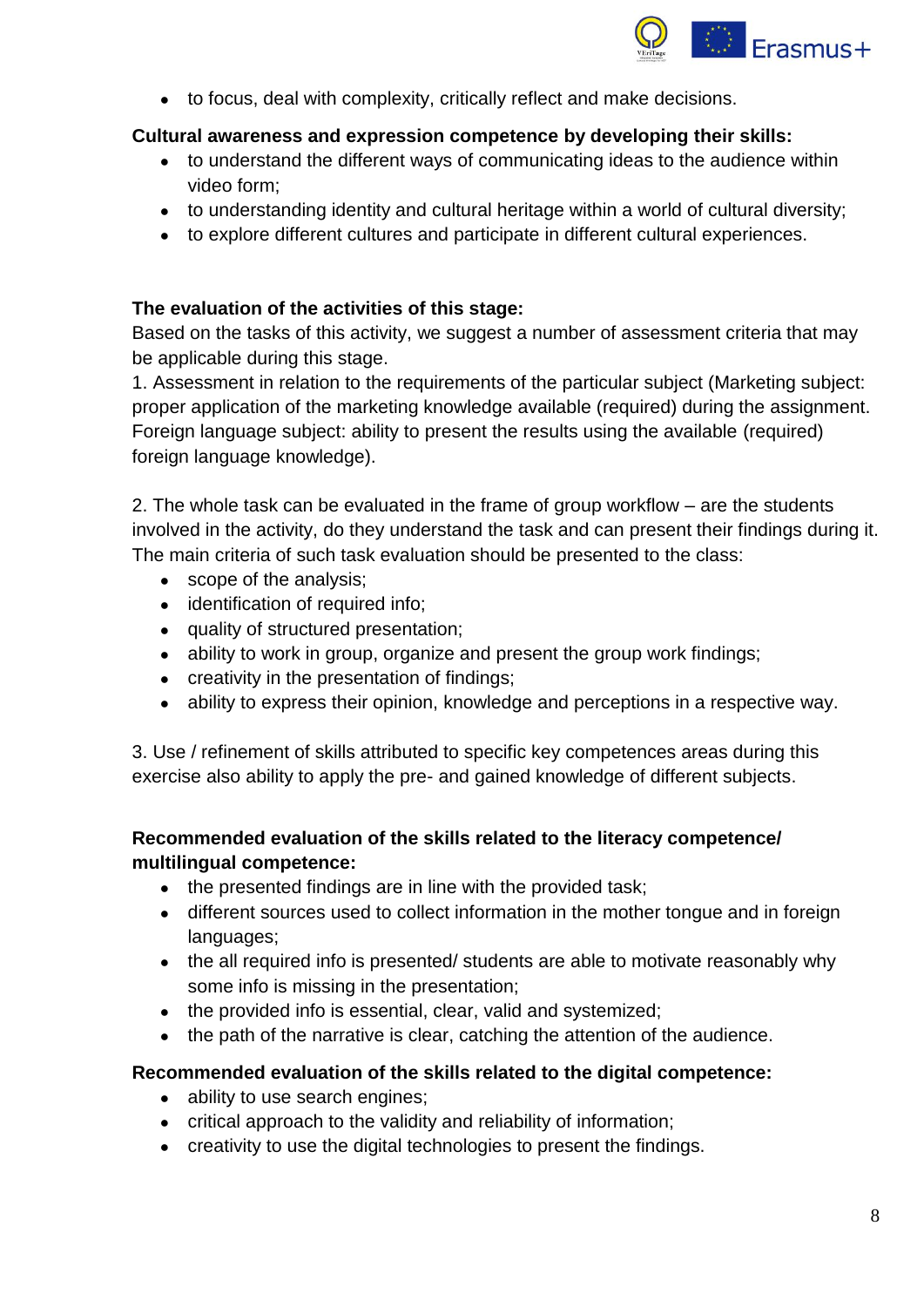- to focus, deal with complexity, critically reflect and make decisions.

**Cultural awareness and expression competence by developing their skills:**

- to understand the different ways of communicating ideas to the audience within video form;
- to understanding identity and cultural heritage within a world of cultural diversity;
- to explore different cultures and participate in different cultural experiences.

**The evaluation of the activities of this stage:**

Based on the tasks of this activity, we suggest a number of assessment criteria that may be applicable during this stage.

1. Assessment in relation to the requirements of the particular subject (Marketing subject: proper application of the marketing knowledge available (required) during the assignment. Foreign language subject: ability to present the results using the available (required) foreign language knowledge).

2. The whole task can be evaluated in the frame of group workflow – are the students involved in the activity, do they understand the task and can present their findings during it. The main criteria of such task evaluation should be presented to the class:

- scope of the analysis;
- identification of required info;
- quality of structured presentation;
- ability to work in group, organize and present the group work findings;
- creativity in the presentation of findings;
- ability to express their opinion, knowledge and perceptions in a respective way.

3. Use / refinement of skills attributed to specific key competences areas during this exercise also ability to apply the pre- and gained knowledge of different subjects.

**Recommended evaluation of the skills related to the literacy competence/ multilingual competence:**

- the presented findings are in line with the provided task;
- different sources used to collect information in the mother tongue and in foreign languages;
- the all required info is presented/ students are able to motivate reasonably why some info is missing in the presentation;
- the provided info is essential, clear, valid and systemized;
- the path of the narrative is clear, catching the attention of the audience.

**Recommended evaluation of the skills related to the digital competence:**

- ability to use search engines;
- critical approach to the validity and reliability of information;
- creativity to use the digital technologies to present the findings.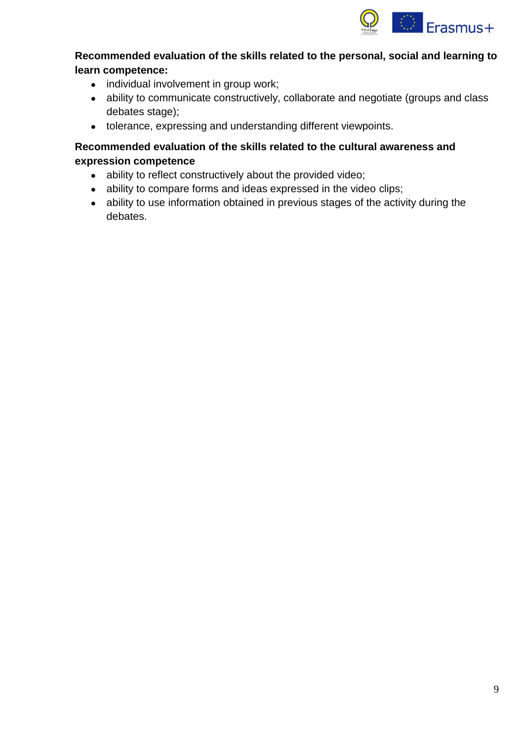**Recommended evaluation of the skills related to the personal, social and learning to learn competence:**

- individual involvement in group work;
- ability to communicate constructively, collaborate and negotiate (groups and class debates stage);
- tolerance, expressing and understanding different viewpoints.

**Recommended evaluation of the skills related to the cultural awareness and expression competence**

- ability to reflect constructively about the provided video;
- ability to compare forms and ideas expressed in the video clips;
- ability to use information obtained in previous stages of the activity during the debates.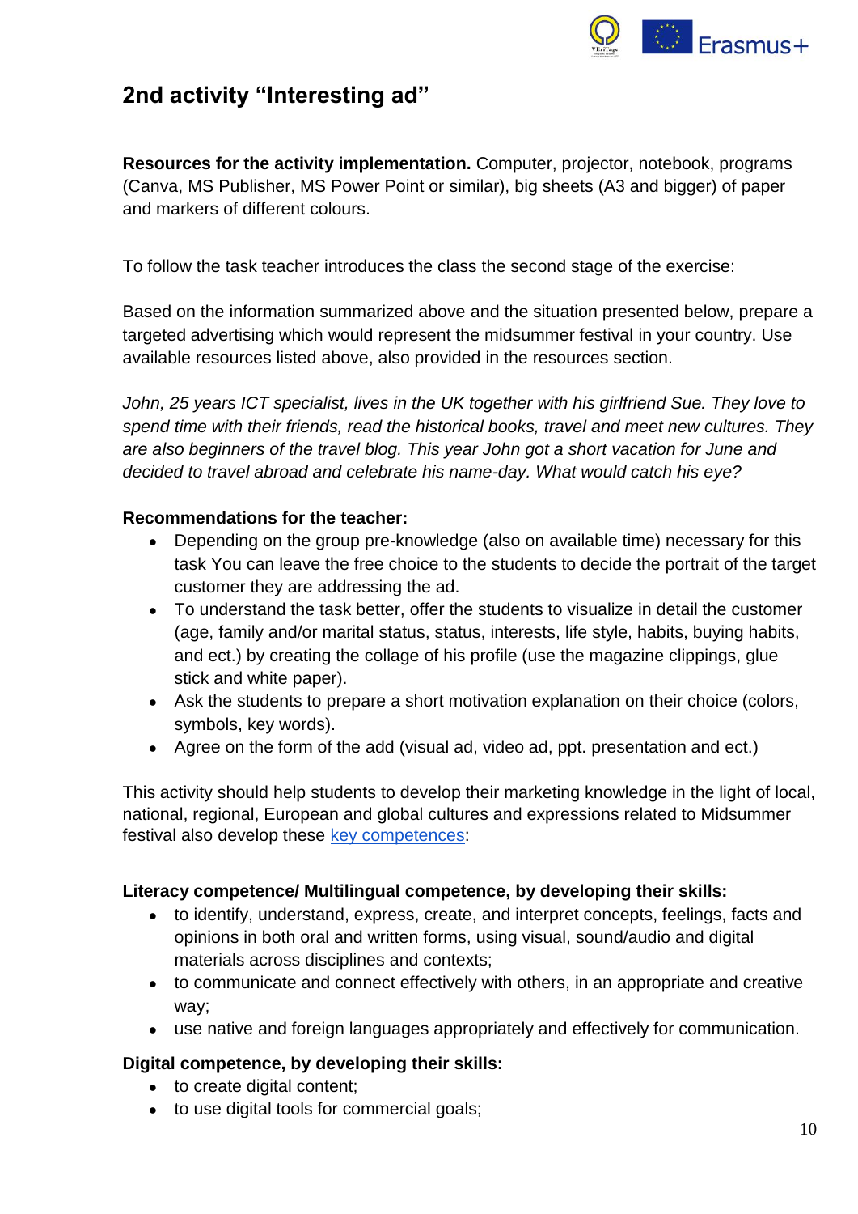## 2nd activity "Interesting ad"

**Resources for the activity implementation.** Computer, projector, notebook, programs (Canva, MS Publisher, MS Power Point or similar), big sheets (A3 and bigger) of paper and markers of different colours.

To follow the task teacher introduces the class the second stage of the exercise:

Based on the information summarized above and the situation presented below, prepare a targeted advertising which would represent the midsummer festival in your country. Use available resources listed above, also provided in the resources section.

*John, 25 years ICT specialist, lives in the UK together with his girlfriend Sue. They love to spend time with their friends, read the historical books, travel and meet new cultures. They are also beginners of the travel blog. This year John got a short vacation for June and decided to travel abroad and celebrate his name-day. What would catch his eye?*

**Recommendations for the teacher:**

- Depending on the group pre-knowledge (also on available time) necessary for this task You can leave the free choice to the students to decide the portrait of the target customer they are addressing the ad.
- To understand the task better, offer the students to visualize in detail the customer (age, family and/or marital status, status, interests, life style, habits, buying habits, and ect.) by creating the collage of his profile (use the magazine clippings, glue stick and white paper).
- Ask the students to prepare a short motivation explanation on their choice (colors, symbols, key words).
- Agree on the form of the add (visual ad, video ad, ppt. presentation and ect.)

This activity should help students to develop their marketing knowledge in the light of local, national, regional, European and global cultures and expressions related to Midsummer festival also develop these key competences:

**Literacy competence/ Multilingual competence, by developing their skills:**

- to identify, understand, express, create, and interpret concepts, feelings, facts and opinions in both oral and written forms, using visual, sound/audio and digital materials across disciplines and contexts;
- to communicate and connect effectively with others, in an appropriate and creative way;
- use native and foreign languages appropriately and effectively for communication.

**Digital competence, by developing their skills:**

- to create digital content;
- to use digital tools for commercial goals;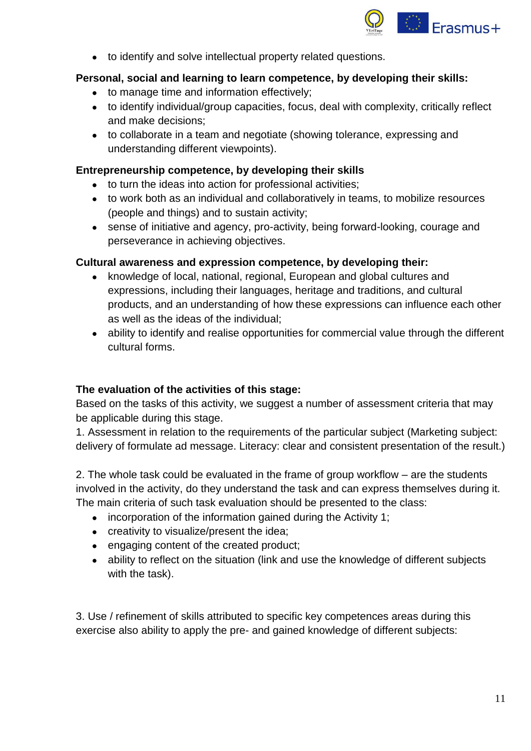- to identify and solve intellectual property related questions.

**Personal, social and learning to learn competence, by developing their skills:**

- to manage time and information effectively;
- to identify individual/group capacities, focus, deal with complexity, critically reflect and make decisions;
- to collaborate in a team and negotiate (showing tolerance, expressing and understanding different viewpoints).

**Entrepreneurship competence, by developing their skills**

- to turn the ideas into action for professional activities;
- to work both as an individual and collaboratively in teams, to mobilize resources (people and things) and to sustain activity;
- sense of initiative and agency, pro-activity, being forward-looking, courage and perseverance in achieving objectives.

**Cultural awareness and expression competence, by developing their:**

- knowledge of local, national, regional, European and global cultures and expressions, including their languages, heritage and traditions, and cultural products, and an understanding of how these expressions can influence each other as well as the ideas of the individual;
- ability to identify and realise opportunities for commercial value through the different cultural forms.

**The evaluation of the activities of this stage:**

Based on the tasks of this activity, we suggest a number of assessment criteria that may be applicable during this stage.

1. Assessment in relation to the requirements of the particular subject (Marketing subject: delivery of formulate ad message. Literacy: clear and consistent presentation of the result.)

2. The whole task could be evaluated in the frame of group workflow – are the students involved in the activity, do they understand the task and can express themselves during it. The main criteria of such task evaluation should be presented to the class:

- incorporation of the information gained during the Activity 1;
- creativity to visualize/present the idea;
- engaging content of the created product;
- ability to reflect on the situation (link and use the knowledge of different subjects with the task).

3. Use / refinement of skills attributed to specific key competences areas during this exercise also ability to apply the pre- and gained knowledge of different subjects: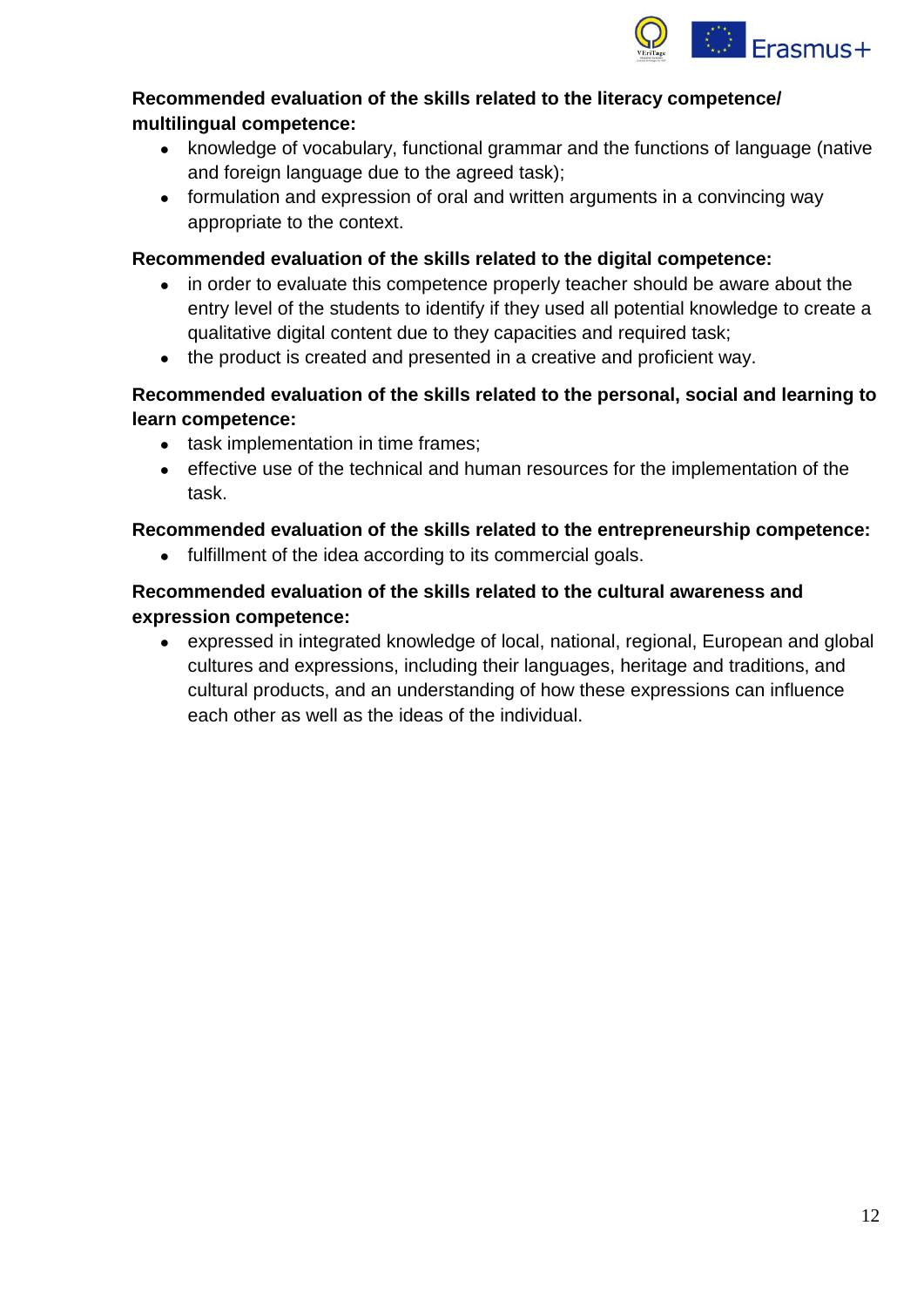**Recommended evaluation of the skills related to the literacy competence/ multilingual competence:**

- knowledge of vocabulary, functional grammar and the functions of language (native and foreign language due to the agreed task);
- formulation and expression of oral and written arguments in a convincing way appropriate to the context.

**Recommended evaluation of the skills related to the digital competence:**

- in order to evaluate this competence properly teacher should be aware about the entry level of the students to identify if they used all potential knowledge to create a qualitative digital content due to they capacities and required task;
- the product is created and presented in a creative and proficient way.

**Recommended evaluation of the skills related to the personal, social and learning to learn competence:**

- task implementation in time frames;
- effective use of the technical and human resources for the implementation of the task.

**Recommended evaluation of the skills related to the entrepreneurship competence:**

- fulfillment of the idea according to its commercial goals.

**Recommended evaluation of the skills related to the cultural awareness and expression competence:**

- expressed in integrated knowledge of local, national, regional, European and global cultures and expressions, including their languages, heritage and traditions, and cultural products, and an understanding of how these expressions can influence each other as well as the ideas of the individual.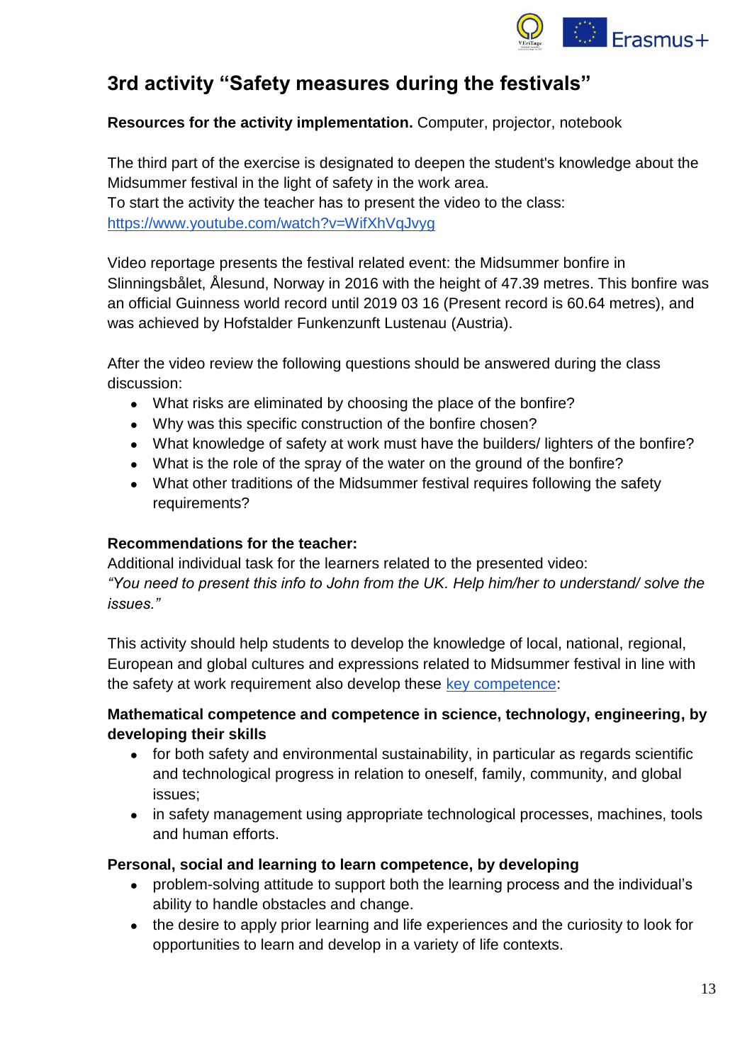## 3rd activity "Safety measures during the festivals"

**Resources for the activity implementation.** Computer, projector, notebook

The third part of the exercise is designated to deepen the student's knowledge about the Midsummer festival in the light of safety in the work area.
To start the activity the teacher has to present the video to the class:
[https://www.youtube.com/watch?v=WifXhVqJvyg](https://www.youtube.com/watch?v=WifXhVqJvyg)

Video reportage presents the festival related event: the Midsummer bonfire in Slinningsbålet, Ålesund, Norway in 2016 with the height of 47.39 metres. This bonfire was an official Guinness world record until 2019 03 16 (Present record is 60.64 metres), and was achieved by Hofstalder Funkenzunft Lustenau (Austria).

After the video review the following questions should be answered during the class discussion:

- What risks are eliminated by choosing the place of the bonfire?
- Why was this specific construction of the bonfire chosen?
- What knowledge of safety at work must have the builders/ lighters of the bonfire?
- What is the role of the spray of the water on the ground of the bonfire?
- What other traditions of the Midsummer festival requires following the safety requirements?

**Recommendations for the teacher:**
Additional individual task for the learners related to the presented video:
*"You need to present this info to John from the UK. Help him/her to understand/ solve the issues."*

This activity should help students to develop the knowledge of local, national, regional, European and global cultures and expressions related to Midsummer festival in line with the safety at work requirement also develop these key competence:

**Mathematical competence and competence in science, technology, engineering, by developing their skills**

- for both safety and environmental sustainability, in particular as regards scientific and technological progress in relation to oneself, family, community, and global issues;
- in safety management using appropriate technological processes, machines, tools and human efforts.

**Personal, social and learning to learn competence, by developing**

- problem-solving attitude to support both the learning process and the individual's ability to handle obstacles and change.
- the desire to apply prior learning and life experiences and the curiosity to look for opportunities to learn and develop in a variety of life contexts.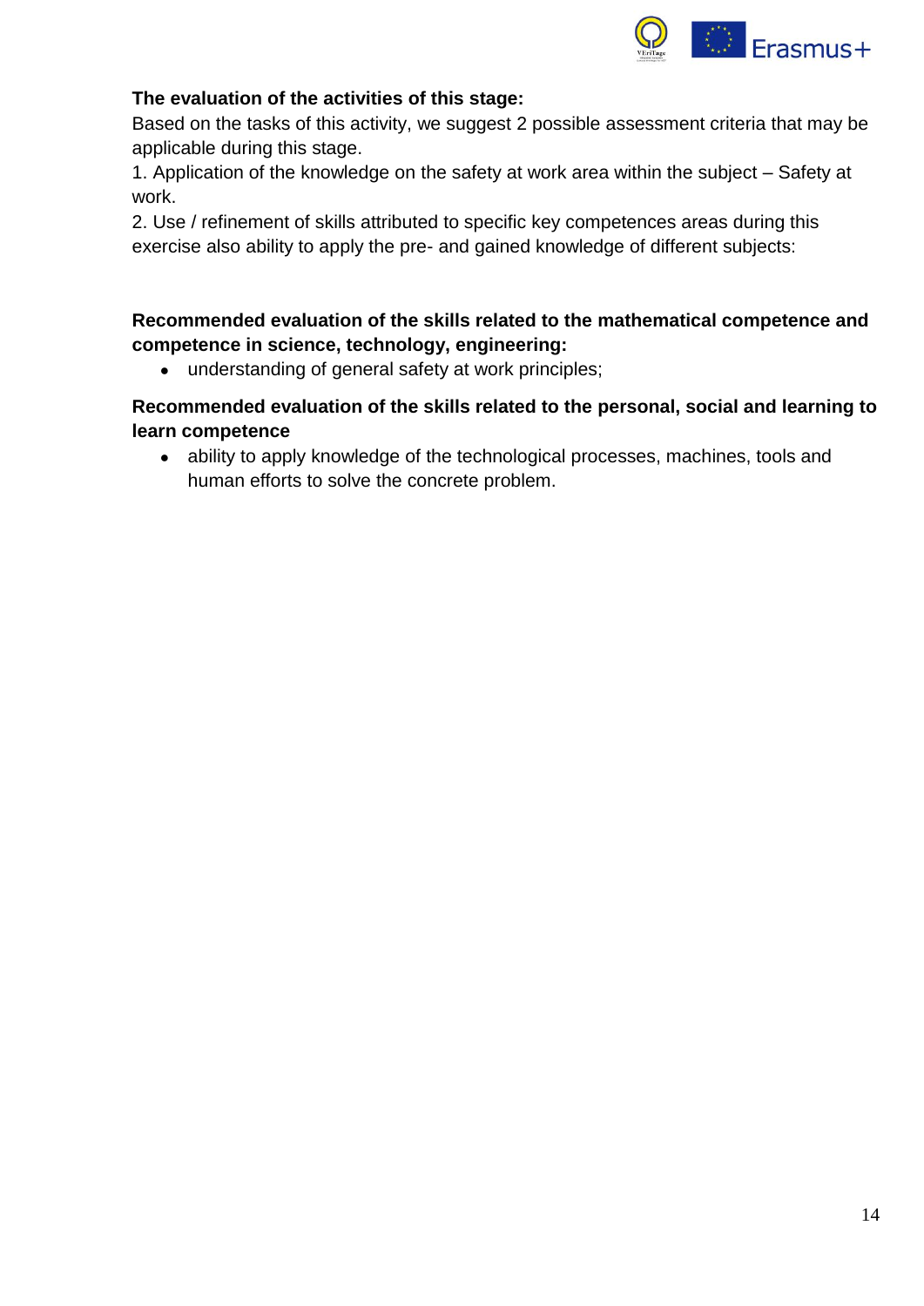**The evaluation of the activities of this stage:**

Based on the tasks of this activity, we suggest 2 possible assessment criteria that may be applicable during this stage.

1. Application of the knowledge on the safety at work area within the subject – Safety at work.
2. Use / refinement of skills attributed to specific key competences areas during this exercise also ability to apply the pre- and gained knowledge of different subjects:

**Recommended evaluation of the skills related to the mathematical competence and competence in science, technology, engineering:**

- understanding of general safety at work principles;

**Recommended evaluation of the skills related to the personal, social and learning to learn competence**

- ability to apply knowledge of the technological processes, machines, tools and human efforts to solve the concrete problem.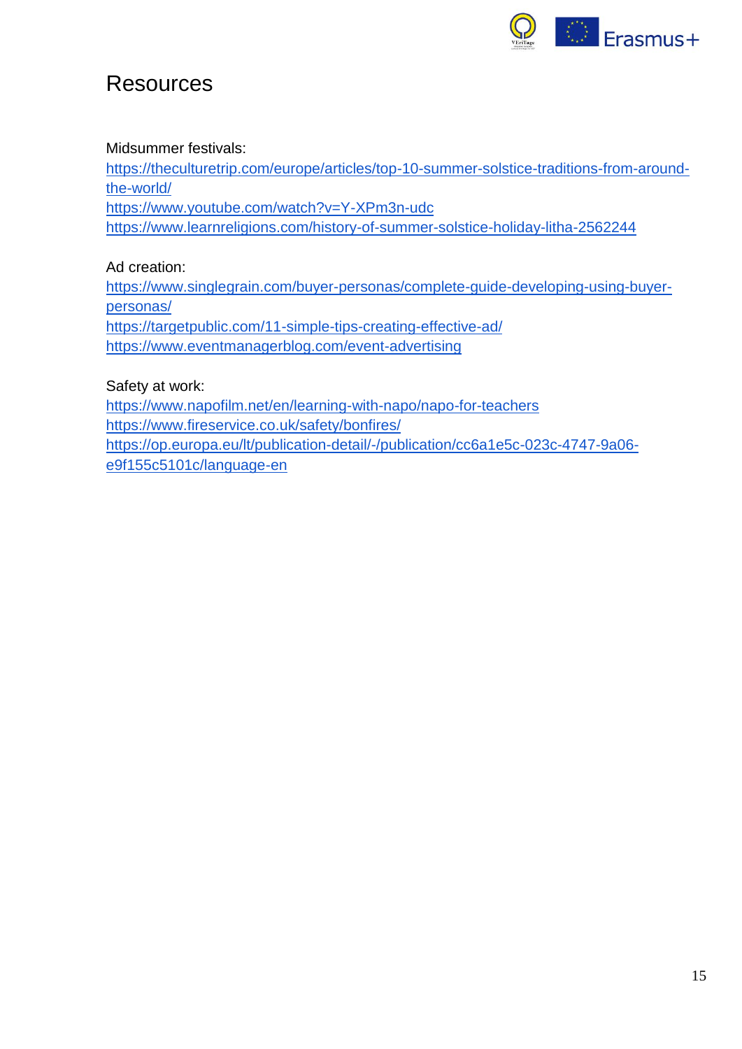# Resources

Midsummer festivals:
https://theculturetrip.com/europe/articles/top-10-summer-solstice-traditions-from-around-the-world/
https://www.youtube.com/watch?v=Y-XPm3n-udc
https://www.learnreligions.com/history-of-summer-solstice-holiday-litha-2562244

Ad creation:
https://www.singlegrain.com/buyer-personas/complete-guide-developing-using-buyer-personas/
https://targetpublic.com/11-simple-tips-creating-effective-ad/
https://www.eventmanagerblog.com/event-advertising

Safety at work:
https://www.napofilm.net/en/learning-with-napo/napo-for-teachers
https://www.fireservice.co.uk/safety/bonfires/
https://op.europa.eu/lt/publication-detail/-/publication/cc6a1e5c-023c-4747-9a06-e9f155c5101c/language-en